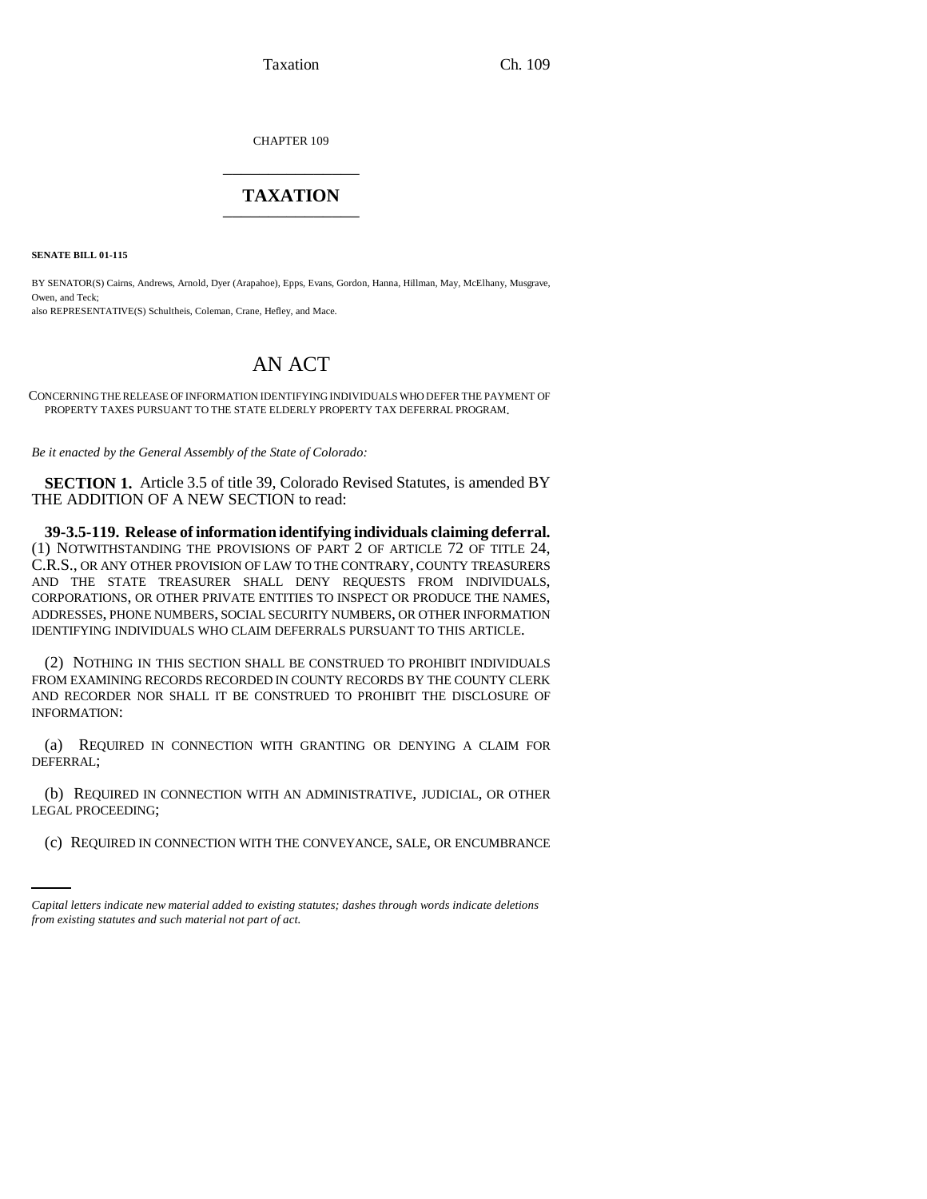CHAPTER 109

# TAXATION

**SENATE BILL 01-115**

BY SENATOR(S) Cairns, Andrews, Arnold, Dyer (Arapahoe), Epps, Evans, Gordon, Hanna, Hillman, May, McElhany, Musgrave, Owen, and Teck;
also REPRESENTATIVE(S) Schultheis, Coleman, Crane, Hefley, and Mace.

# AN ACT

CONCERNING THE RELEASE OF INFORMATION IDENTIFYING INDIVIDUALS WHO DEFER THE PAYMENT OF PROPERTY TAXES PURSUANT TO THE STATE ELDERLY PROPERTY TAX DEFERRAL PROGRAM.

*Be it enacted by the General Assembly of the State of Colorado:*

**SECTION 1.** Article 3.5 of title 39, Colorado Revised Statutes, is amended BY THE ADDITION OF A NEW SECTION to read:

**39-3.5-119. Release of information identifying individuals claiming deferral.** (1) NOTWITHSTANDING THE PROVISIONS OF PART 2 OF ARTICLE 72 OF TITLE 24, C.R.S., OR ANY OTHER PROVISION OF LAW TO THE CONTRARY, COUNTY TREASURERS AND THE STATE TREASURER SHALL DENY REQUESTS FROM INDIVIDUALS, CORPORATIONS, OR OTHER PRIVATE ENTITIES TO INSPECT OR PRODUCE THE NAMES, ADDRESSES, PHONE NUMBERS, SOCIAL SECURITY NUMBERS, OR OTHER INFORMATION IDENTIFYING INDIVIDUALS WHO CLAIM DEFERRALS PURSUANT TO THIS ARTICLE.

(2) NOTHING IN THIS SECTION SHALL BE CONSTRUED TO PROHIBIT INDIVIDUALS FROM EXAMINING RECORDS RECORDED IN COUNTY RECORDS BY THE COUNTY CLERK AND RECORDER NOR SHALL IT BE CONSTRUED TO PROHIBIT THE DISCLOSURE OF INFORMATION:

(a) REQUIRED IN CONNECTION WITH GRANTING OR DENYING A CLAIM FOR DEFERRAL;

(b) REQUIRED IN CONNECTION WITH AN ADMINISTRATIVE, JUDICIAL, OR OTHER LEGAL PROCEEDING;

(c) REQUIRED IN CONNECTION WITH THE CONVEYANCE, SALE, OR ENCUMBRANCE

*Capital letters indicate new material added to existing statutes; dashes through words indicate deletions from existing statutes and such material not part of act.*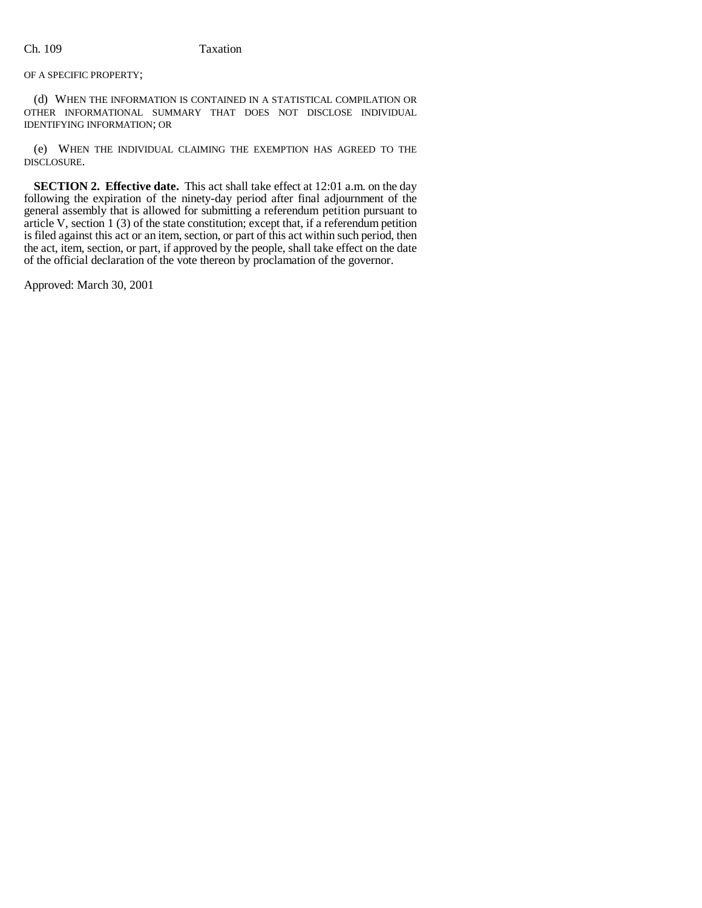OF A SPECIFIC PROPERTY;

(d) WHEN THE INFORMATION IS CONTAINED IN A STATISTICAL COMPILATION OR OTHER INFORMATIONAL SUMMARY THAT DOES NOT DISCLOSE INDIVIDUAL IDENTIFYING INFORMATION; OR

(e) WHEN THE INDIVIDUAL CLAIMING THE EXEMPTION HAS AGREED TO THE DISCLOSURE.

**SECTION 2. Effective date.** This act shall take effect at 12:01 a.m. on the day following the expiration of the ninety-day period after final adjournment of the general assembly that is allowed for submitting a referendum petition pursuant to article V, section 1 (3) of the state constitution; except that, if a referendum petition is filed against this act or an item, section, or part of this act within such period, then the act, item, section, or part, if approved by the people, shall take effect on the date of the official declaration of the vote thereon by proclamation of the governor.

Approved: March 30, 2001